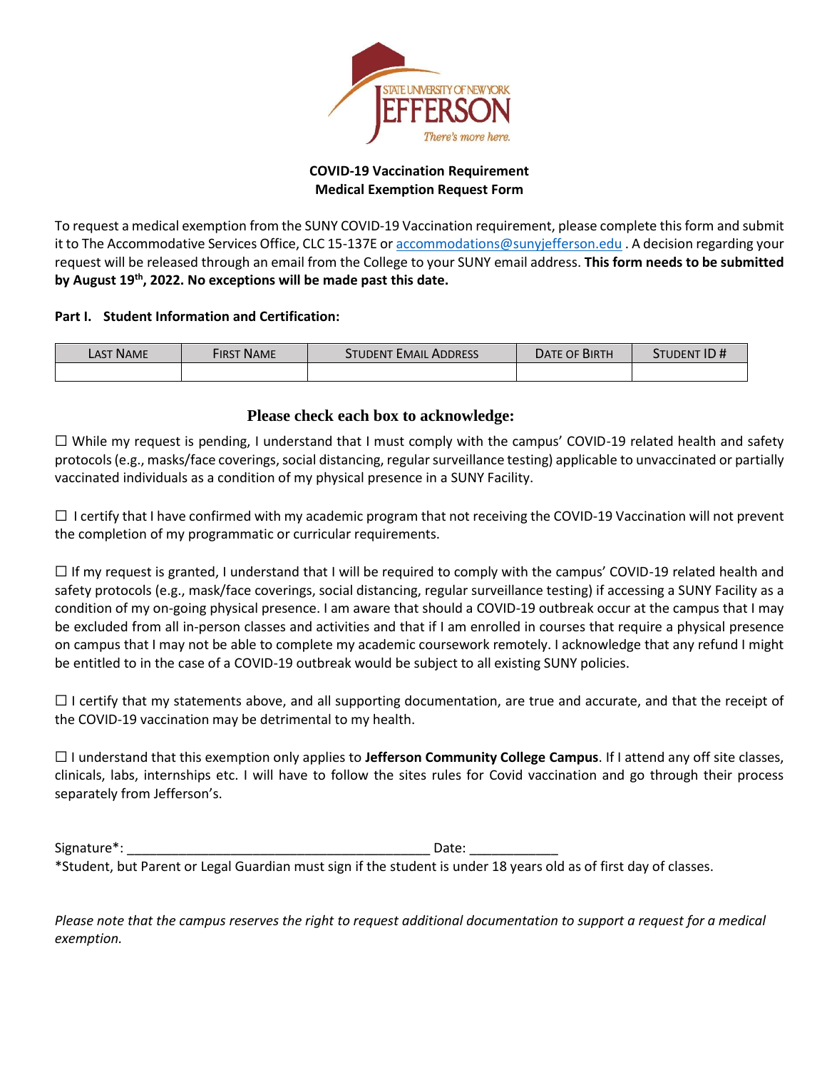STATE UNIVERSITY OF NEW YORK
JEFFERSON
There's more here.

**COVID-19 Vaccination Requirement**
**Medical Exemption Request Form**

To request a medical exemption from the SUNY COVID-19 Vaccination requirement, please complete this form and submit it to The Accommodative Services Office, CLC 15-137E or accommodations@sunyjefferson.edu . A decision regarding your request will be released through an email from the College to your SUNY email address. **This form needs to be submitted by August 19th, 2022. No exceptions will be made past this date.**

**Part I. Student Information and Certification:**

| Last Name | First Name | Student Email Address | Date of Birth | Student ID # |
|---|---|---|---|---|
| | | | | |

## Please check each box to acknowledge:

☐ While my request is pending, I understand that I must comply with the campus' COVID-19 related health and safety protocols (e.g., masks/face coverings, social distancing, regular surveillance testing) applicable to unvaccinated or partially vaccinated individuals as a condition of my physical presence in a SUNY Facility.

☐ I certify that I have confirmed with my academic program that not receiving the COVID-19 Vaccination will not prevent the completion of my programmatic or curricular requirements.

☐ If my request is granted, I understand that I will be required to comply with the campus' COVID-19 related health and safety protocols (e.g., mask/face coverings, social distancing, regular surveillance testing) if accessing a SUNY Facility as a condition of my on-going physical presence. I am aware that should a COVID-19 outbreak occur at the campus that I may be excluded from all in-person classes and activities and that if I am enrolled in courses that require a physical presence on campus that I may not be able to complete my academic coursework remotely. I acknowledge that any refund I might be entitled to in the case of a COVID-19 outbreak would be subject to all existing SUNY policies.

☐ I certify that my statements above, and all supporting documentation, are true and accurate, and that the receipt of the COVID-19 vaccination may be detrimental to my health.

☐ I understand that this exemption only applies to **Jefferson Community College Campus**. If I attend any off site classes, clinicals, labs, internships etc. I will have to follow the sites rules for Covid vaccination and go through their process separately from Jefferson's.

Signature*: __________________________________________ Date: ____________

*Student, but Parent or Legal Guardian must sign if the student is under 18 years old as of first day of classes.

*Please note that the campus reserves the right to request additional documentation to support a request for a medical exemption.*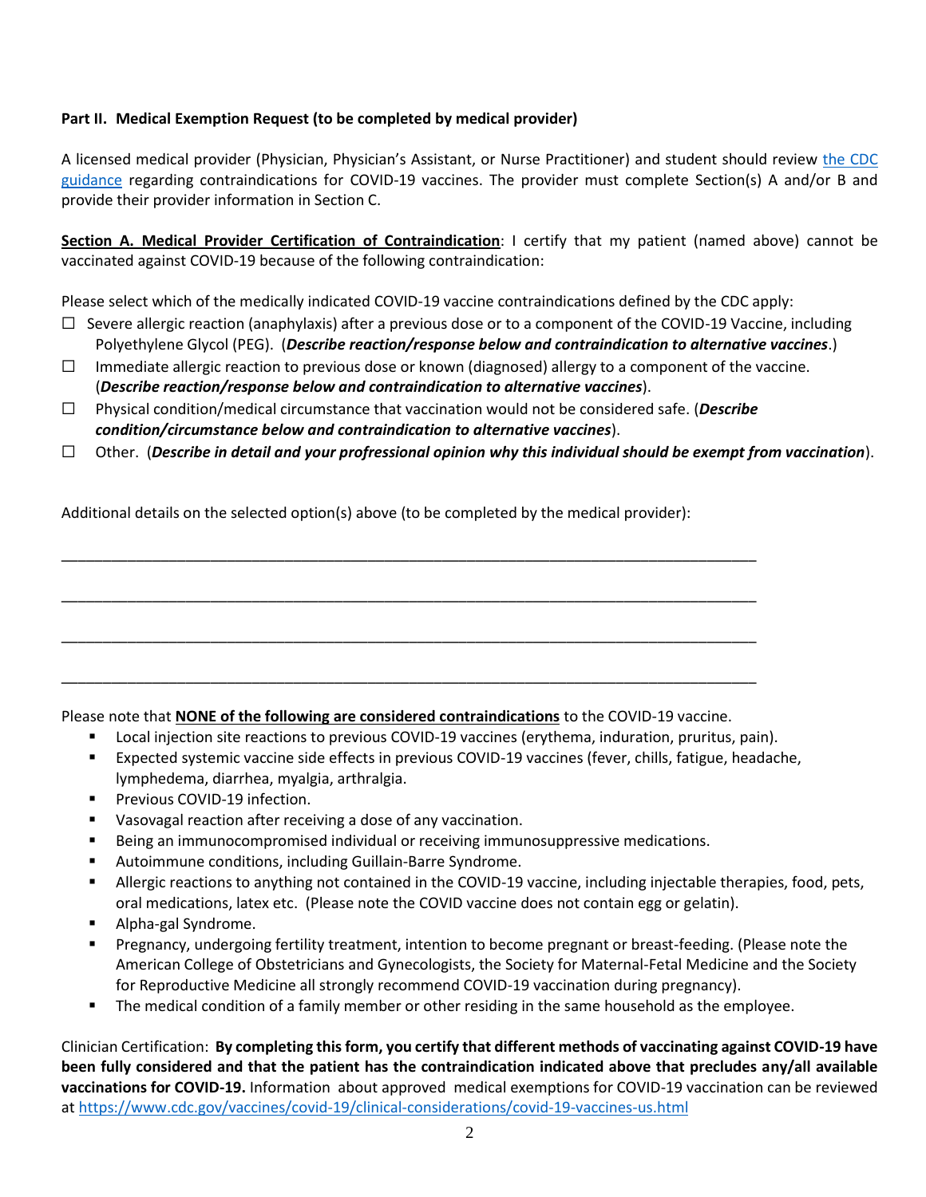**Part II. Medical Exemption Request (to be completed by medical provider)**

A licensed medical provider (Physician, Physician's Assistant, or Nurse Practitioner) and student should review [the CDC guidance](https://www.cdc.gov/vaccines/covid-19/clinical-considerations/covid-19-vaccines-us.html) regarding contraindications for COVID-19 vaccines. The provider must complete Section(s) A and/or B and provide their provider information in Section C.

**Section A. Medical Provider Certification of Contraindication**: I certify that my patient (named above) cannot be vaccinated against COVID-19 because of the following contraindication:

Please select which of the medically indicated COVID-19 vaccine contraindications defined by the CDC apply:

- ☐ Severe allergic reaction (anaphylaxis) after a previous dose or to a component of the COVID-19 Vaccine, including Polyethylene Glycol (PEG). (***Describe reaction/response below and contraindication to alternative vaccines***.)
- ☐ Immediate allergic reaction to previous dose or known (diagnosed) allergy to a component of the vaccine. (***Describe reaction/response below and contraindication to alternative vaccines***).
- ☐ Physical condition/medical circumstance that vaccination would not be considered safe. (***Describe condition/circumstance below and contraindication to alternative vaccines***).
- ☐ Other. (***Describe in detail and your professional opinion why this individual should be exempt from vaccination***).

Additional details on the selected option(s) above (to be completed by the medical provider):

\_\_\_\_\_\_\_\_\_\_\_\_\_\_\_\_\_\_\_\_\_\_\_\_\_\_\_\_\_\_\_\_\_\_\_\_\_\_\_\_\_\_\_\_\_\_\_\_\_\_\_\_\_\_\_\_\_\_\_\_\_\_\_\_\_\_\_\_\_\_\_\_\_\_\_\_\_\_

\_\_\_\_\_\_\_\_\_\_\_\_\_\_\_\_\_\_\_\_\_\_\_\_\_\_\_\_\_\_\_\_\_\_\_\_\_\_\_\_\_\_\_\_\_\_\_\_\_\_\_\_\_\_\_\_\_\_\_\_\_\_\_\_\_\_\_\_\_\_\_\_\_\_\_\_\_\_

\_\_\_\_\_\_\_\_\_\_\_\_\_\_\_\_\_\_\_\_\_\_\_\_\_\_\_\_\_\_\_\_\_\_\_\_\_\_\_\_\_\_\_\_\_\_\_\_\_\_\_\_\_\_\_\_\_\_\_\_\_\_\_\_\_\_\_\_\_\_\_\_\_\_\_\_\_\_

\_\_\_\_\_\_\_\_\_\_\_\_\_\_\_\_\_\_\_\_\_\_\_\_\_\_\_\_\_\_\_\_\_\_\_\_\_\_\_\_\_\_\_\_\_\_\_\_\_\_\_\_\_\_\_\_\_\_\_\_\_\_\_\_\_\_\_\_\_\_\_\_\_\_\_\_\_\_

Please note that **NONE of the following are considered contraindications** to the COVID-19 vaccine.

- Local injection site reactions to previous COVID-19 vaccines (erythema, induration, pruritus, pain).
- Expected systemic vaccine side effects in previous COVID-19 vaccines (fever, chills, fatigue, headache, lymphedema, diarrhea, myalgia, arthralgia.
- Previous COVID-19 infection.
- Vasovagal reaction after receiving a dose of any vaccination.
- Being an immunocompromised individual or receiving immunosuppressive medications.
- Autoimmune conditions, including Guillain-Barre Syndrome.
- Allergic reactions to anything not contained in the COVID-19 vaccine, including injectable therapies, food, pets, oral medications, latex etc. (Please note the COVID vaccine does not contain egg or gelatin).
- Alpha-gal Syndrome.
- Pregnancy, undergoing fertility treatment, intention to become pregnant or breast-feeding. (Please note the American College of Obstetricians and Gynecologists, the Society for Maternal-Fetal Medicine and the Society for Reproductive Medicine all strongly recommend COVID-19 vaccination during pregnancy).
- The medical condition of a family member or other residing in the same household as the employee.

Clinician Certification: **By completing this form, you certify that different methods of vaccinating against COVID-19 have been fully considered and that the patient has the contraindication indicated above that precludes any/all available vaccinations for COVID-19.** Information about approved medical exemptions for COVID-19 vaccination can be reviewed at https://www.cdc.gov/vaccines/covid-19/clinical-considerations/covid-19-vaccines-us.html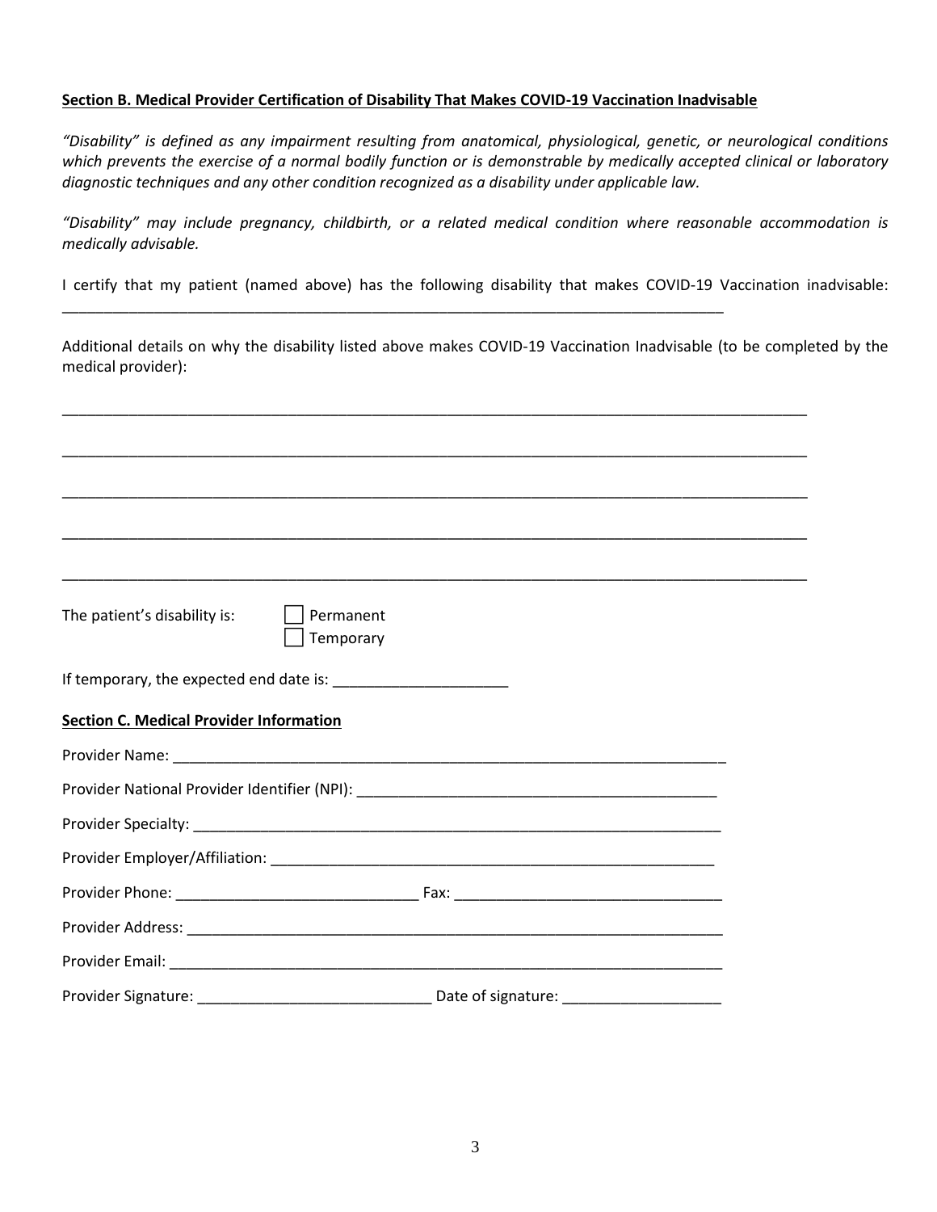**Section B. Medical Provider Certification of Disability That Makes COVID-19 Vaccination Inadvisable**

*"Disability" is defined as any impairment resulting from anatomical, physiological, genetic, or neurological conditions which prevents the exercise of a normal bodily function or is demonstrable by medically accepted clinical or laboratory diagnostic techniques and any other condition recognized as a disability under applicable law.*

*"Disability" may include pregnancy, childbirth, or a related medical condition where reasonable accommodation is medically advisable.*

I certify that my patient (named above) has the following disability that makes COVID-19 Vaccination inadvisable: ___________________________________________________________________________________

Additional details on why the disability listed above makes COVID-19 Vaccination Inadvisable (to be completed by the medical provider):

___________________________________________________________________________________________

___________________________________________________________________________________________

___________________________________________________________________________________________

___________________________________________________________________________________________

___________________________________________________________________________________________

The patient's disability is:
- [ ] Permanent
- [ ] Temporary

If temporary, the expected end date is: _____________________

**Section C. Medical Provider Information**

Provider Name: ______________________________________________________________________

Provider National Provider Identifier (NPI): ____________________________________________

Provider Specialty: ___________________________________________________________________

Provider Employer/Affiliation: ________________________________________________________

Provider Phone: _____________________________ Fax: ________________________________

Provider Address: ____________________________________________________________________

Provider Email: ______________________________________________________________________

Provider Signature: ____________________________ Date of signature: ___________________